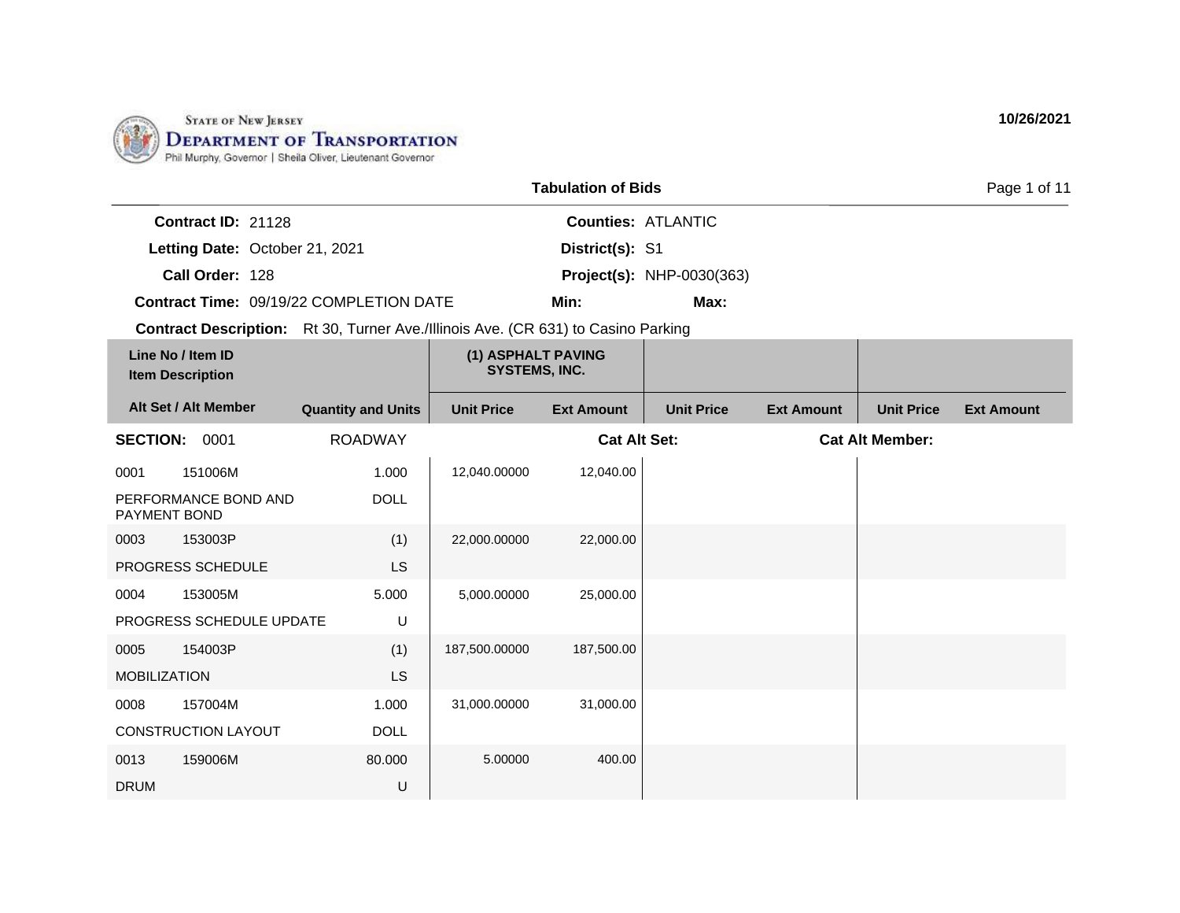STATE OF NEW JERSEY
DEPARTMENT OF TRANSPORTATION
Phil Murphy, Governor | Sheila Oliver, Lieutenant Governor

10/26/2021

# Tabulation of Bids

**Contract ID:** 21128
**Letting Date:** October 21, 2021
**Call Order:** 128
**Contract Time:** 09/19/22 COMPLETION DATE
**Counties:** ATLANTIC
**District(s):** S1
**Project(s):** NHP-0030(363)
**Min:**
**Max:**

**Contract Description:** Rt 30, Turner Ave./Illinois Ave. (CR 631) to Casino Parking

| Line No / Item ID<br>Item Description | | | (1) ASPHALT PAVING SYSTEMS, INC. | | | | | |
|---|---|---|---|---|---|---|---|---|
| **Alt Set / Alt Member** | | **Quantity and Units** | **Unit Price** | **Ext Amount** | **Unit Price** | **Ext Amount** | **Unit Price** | **Ext Amount** |
| **SECTION:** 0001 | | ROADWAY | | **Cat Alt Set:** | | | **Cat Alt Member:** | |
| 0001 | 151006M | 1.000 | 12,040.00000 | 12,040.00 | | | | |
| PERFORMANCE BOND AND PAYMENT BOND | | DOLL | | | | | | |
| 0003 | 153003P | (1) | 22,000.00000 | 22,000.00 | | | | |
| PROGRESS SCHEDULE | | LS | | | | | | |
| 0004 | 153005M | 5.000 | 5,000.00000 | 25,000.00 | | | | |
| PROGRESS SCHEDULE UPDATE | | U | | | | | | |
| 0005 | 154003P | (1) | 187,500.00000 | 187,500.00 | | | | |
| MOBILIZATION | | LS | | | | | | |
| 0008 | 157004M | 1.000 | 31,000.00000 | 31,000.00 | | | | |
| CONSTRUCTION LAYOUT | | DOLL | | | | | | |
| 0013 | 159006M | 80.000 | 5.00000 | 400.00 | | | | |
| DRUM | | U | | | | | | |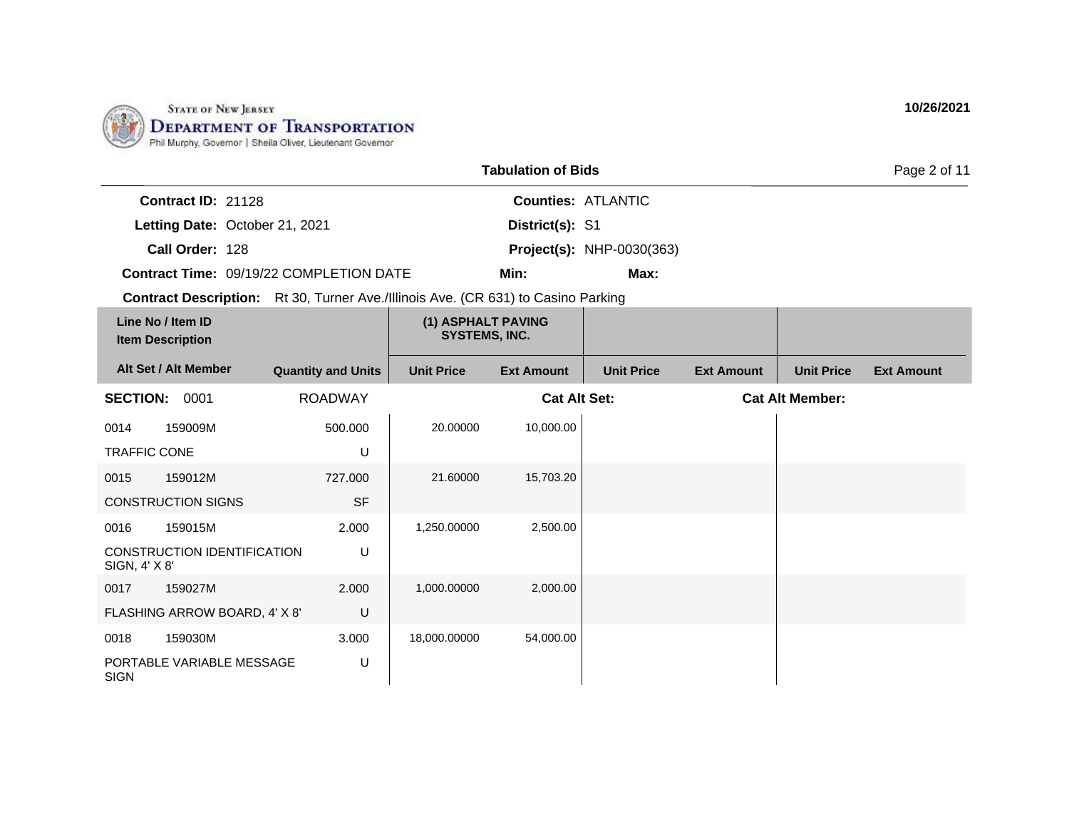STATE OF NEW JERSEY
DEPARTMENT OF TRANSPORTATION
Phil Murphy, Governor | Sheila Oliver, Lieutenant Governor

10/26/2021

## Tabulation of Bids

**Contract ID:** 21128
**Letting Date:** October 21, 2021
**Call Order:** 128
**Contract Time:** 09/19/22 COMPLETION DATE
**Counties:** ATLANTIC
**District(s):** S1
**Project(s):** NHP-0030(363)
**Min:**
**Max:**

**Contract Description:** Rt 30, Turner Ave./Illinois Ave. (CR 631) to Casino Parking

| Line No / Item ID / Item Description | | Quantity and Units | (1) ASPHALT PAVING SYSTEMS, INC. Unit Price | (1) ASPHALT PAVING SYSTEMS, INC. Ext Amount | Unit Price | Ext Amount | Unit Price | Ext Amount |
|---|---|---|---|---|---|---|---|---|
| **SECTION: 0001** | | ROADWAY | | Cat Alt Set: | | | Cat Alt Member: | |
| 0014 | 159009M | 500.000 | 20.00000 | 10,000.00 | | | | |
| TRAFFIC CONE | | U | | | | | | |
| 0015 | 159012M | 727.000 | 21.60000 | 15,703.20 | | | | |
| CONSTRUCTION SIGNS | | SF | | | | | | |
| 0016 | 159015M | 2.000 | 1,250.00000 | 2,500.00 | | | | |
| CONSTRUCTION IDENTIFICATION SIGN, 4' X 8' | | U | | | | | | |
| 0017 | 159027M | 2.000 | 1,000.00000 | 2,000.00 | | | | |
| FLASHING ARROW BOARD, 4' X 8' | | U | | | | | | |
| 0018 | 159030M | 3.000 | 18,000.00000 | 54,000.00 | | | | |
| PORTABLE VARIABLE MESSAGE SIGN | | U | | | | | | |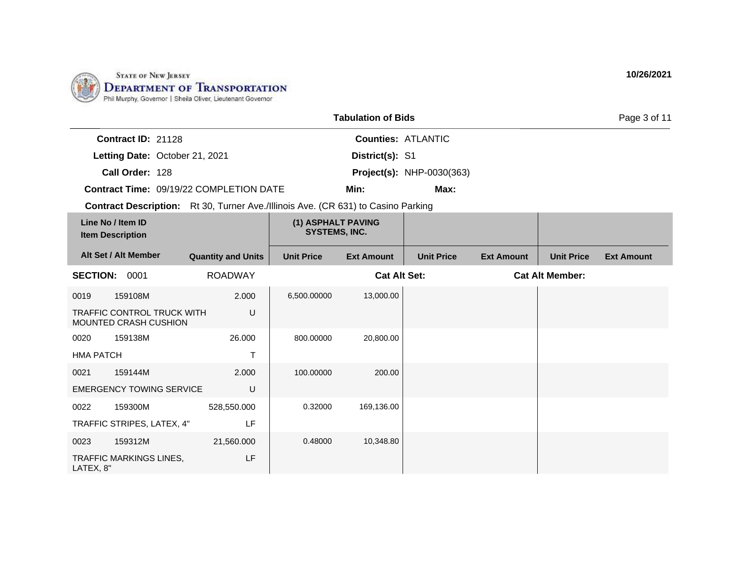STATE OF NEW JERSEY
DEPARTMENT OF TRANSPORTATION
Phil Murphy, Governor | Sheila Oliver, Lieutenant Governor

10/26/2021

## Tabulation of Bids

**Contract ID:** 21128
**Letting Date:** October 21, 2021
**Call Order:** 128
**Contract Time:** 09/19/22 COMPLETION DATE
**Contract Description:** Rt 30, Turner Ave./Illinois Ave. (CR 631) to Casino Parking

**Counties:** ATLANTIC
**District(s):** S1
**Project(s):** NHP-0030(363)
**Min:** **Max:**

| Line No / Item ID / Item Description | | (1) ASPHALT PAVING SYSTEMS, INC. | | | | | |
|---|---|---|---|---|---|---|---|
| Alt Set / Alt Member | Quantity and Units | Unit Price | Ext Amount | Unit Price | Ext Amount | Unit Price | Ext Amount |
| **SECTION: 0001** | ROADWAY | | **Cat Alt Set:** | | **Cat Alt Member:** | | |
| 0019 159108M TRAFFIC CONTROL TRUCK WITH MOUNTED CRASH CUSHION | 2.000 U | 6,500.00000 | 13,000.00 | | | | |
| 0020 159138M HMA PATCH | 26.000 T | 800.00000 | 20,800.00 | | | | |
| 0021 159144M EMERGENCY TOWING SERVICE | 2.000 U | 100.00000 | 200.00 | | | | |
| 0022 159300M TRAFFIC STRIPES, LATEX, 4" | 528,550.000 LF | 0.32000 | 169,136.00 | | | | |
| 0023 159312M TRAFFIC MARKINGS LINES, LATEX, 8" | 21,560.000 LF | 0.48000 | 10,348.80 | | | | |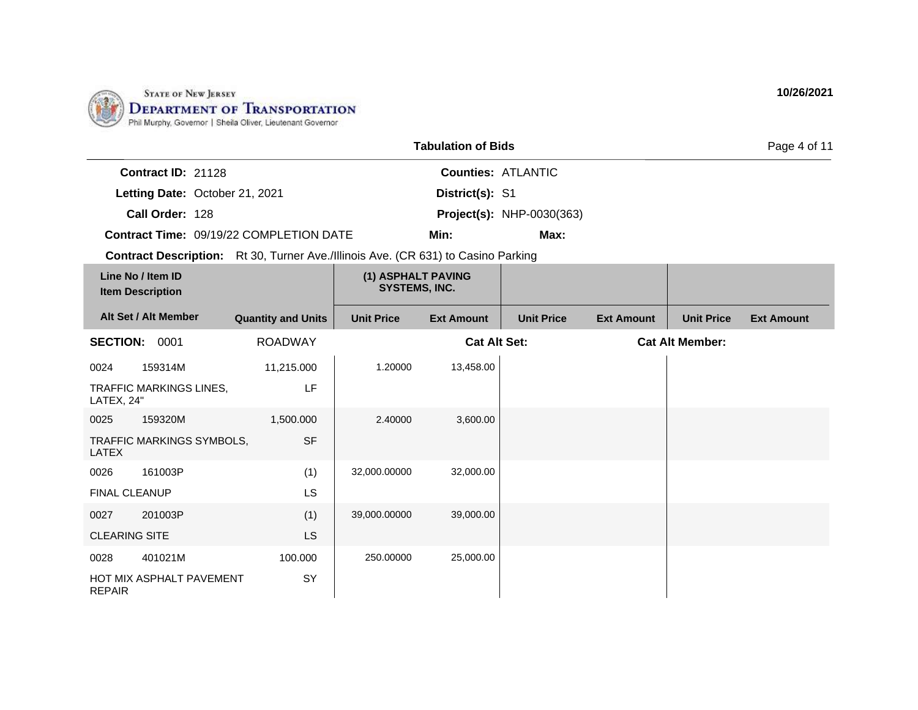STATE OF NEW JERSEY
DEPARTMENT OF TRANSPORTATION
Phil Murphy, Governor | Sheila Oliver, Lieutenant Governor

10/26/2021

## Tabulation of Bids

**Contract ID:** 21128
**Letting Date:** October 21, 2021
**Call Order:** 128
**Contract Time:** 09/19/22 COMPLETION DATE
**Contract Description:** Rt 30, Turner Ave./Illinois Ave. (CR 631) to Casino Parking

**Counties:** ATLANTIC
**District(s):** S1
**Project(s):** NHP-0030(363)
**Min:**
**Max:**

| Line No / Item ID | Item Description / Alt Set / Alt Member | Quantity and Units | (1) ASPHALT PAVING SYSTEMS, INC. Unit Price | (1) ASPHALT PAVING SYSTEMS, INC. Ext Amount | Unit Price | Ext Amount | Unit Price | Ext Amount |
|---|---|---|---|---|---|---|---|---|
| **SECTION: 0001** | | ROADWAY | | **Cat Alt Set:** | | **Cat Alt Member:** | | |
| 0024 159314M | TRAFFIC MARKINGS LINES, LATEX, 24" | 11,215.000 LF | 1.20000 | 13,458.00 | | | | |
| 0025 159320M | TRAFFIC MARKINGS SYMBOLS, LATEX | 1,500.000 SF | 2.40000 | 3,600.00 | | | | |
| 0026 161003P | FINAL CLEANUP | (1) LS | 32,000.00000 | 32,000.00 | | | | |
| 0027 201003P | CLEARING SITE | (1) LS | 39,000.00000 | 39,000.00 | | | | |
| 0028 401021M | HOT MIX ASPHALT PAVEMENT REPAIR | 100.000 SY | 250.00000 | 25,000.00 | | | | |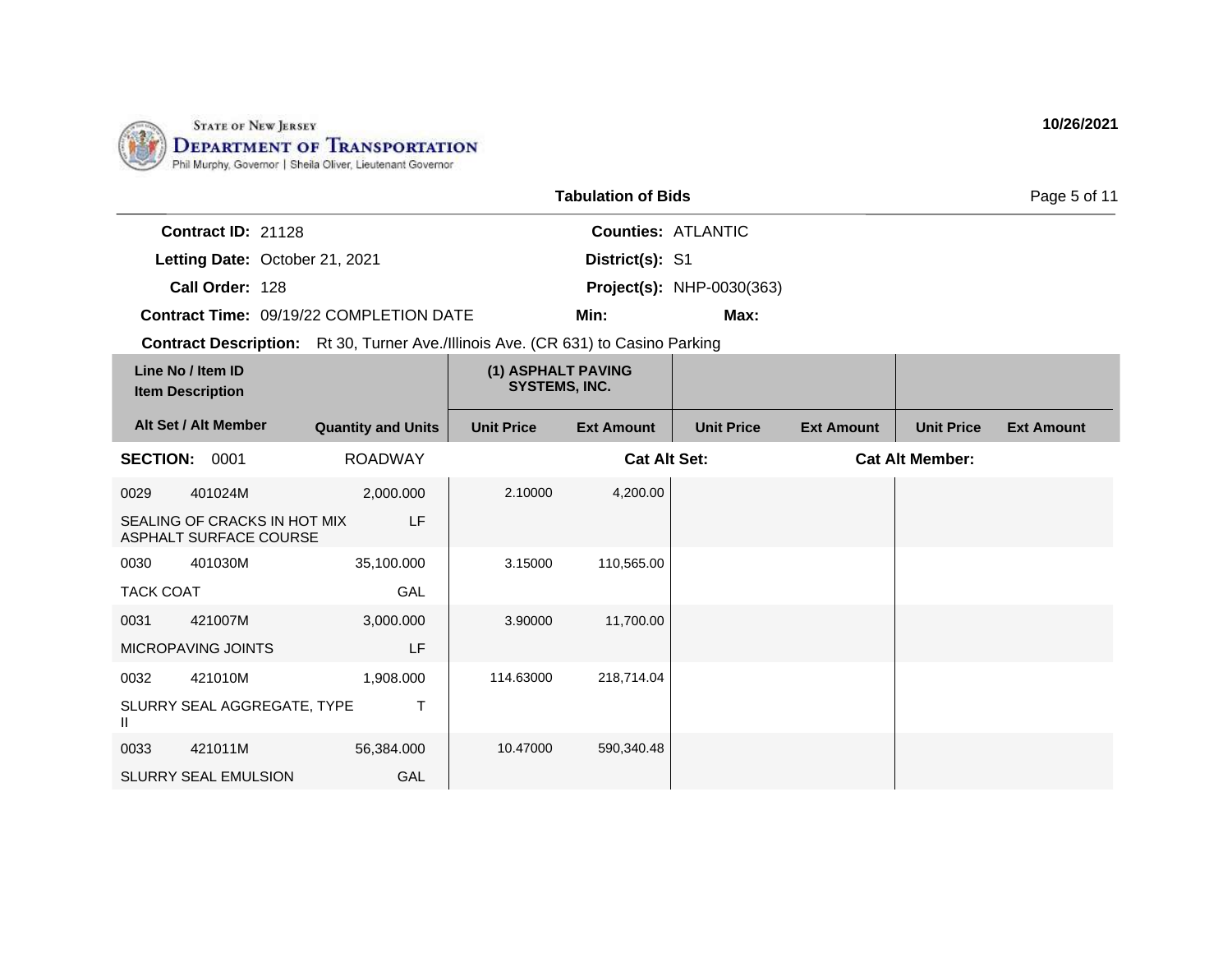STATE OF NEW JERSEY
DEPARTMENT OF TRANSPORTATION
Phil Murphy, Governor | Sheila Oliver, Lieutenant Governor

10/26/2021

**Tabulation of Bids**

**Contract ID:** 21128
**Letting Date:** October 21, 2021
**Call Order:** 128
**Contract Time:** 09/19/22 COMPLETION DATE

**Counties:** ATLANTIC
**District(s):** S1
**Project(s):** NHP-0030(363)
**Min:** **Max:**

**Contract Description:** Rt 30, Turner Ave./Illinois Ave. (CR 631) to Casino Parking

| Line No / Item ID<br>Item Description | | (1) ASPHALT PAVING SYSTEMS, INC. | | | | | |
|---|---|---|---|---|---|---|---|
| Alt Set / Alt Member | Quantity and Units | Unit Price | Ext Amount | Unit Price | Ext Amount | Unit Price | Ext Amount |
| **SECTION: 0001** | ROADWAY | | **Cat Alt Set:** | | | **Cat Alt Member:** | |
| 0029 401024M<br>SEALING OF CRACKS IN HOT MIX ASPHALT SURFACE COURSE | 2,000.000<br>LF | 2.10000 | 4,200.00 | | | | |
| 0030 401030M<br>TACK COAT | 35,100.000<br>GAL | 3.15000 | 110,565.00 | | | | |
| 0031 421007M<br>MICROPAVING JOINTS | 3,000.000<br>LF | 3.90000 | 11,700.00 | | | | |
| 0032 421010M<br>SLURRY SEAL AGGREGATE, TYPE II | 1,908.000<br>T | 114.63000 | 218,714.04 | | | | |
| 0033 421011M<br>SLURRY SEAL EMULSION | 56,384.000<br>GAL | 10.47000 | 590,340.48 | | | | |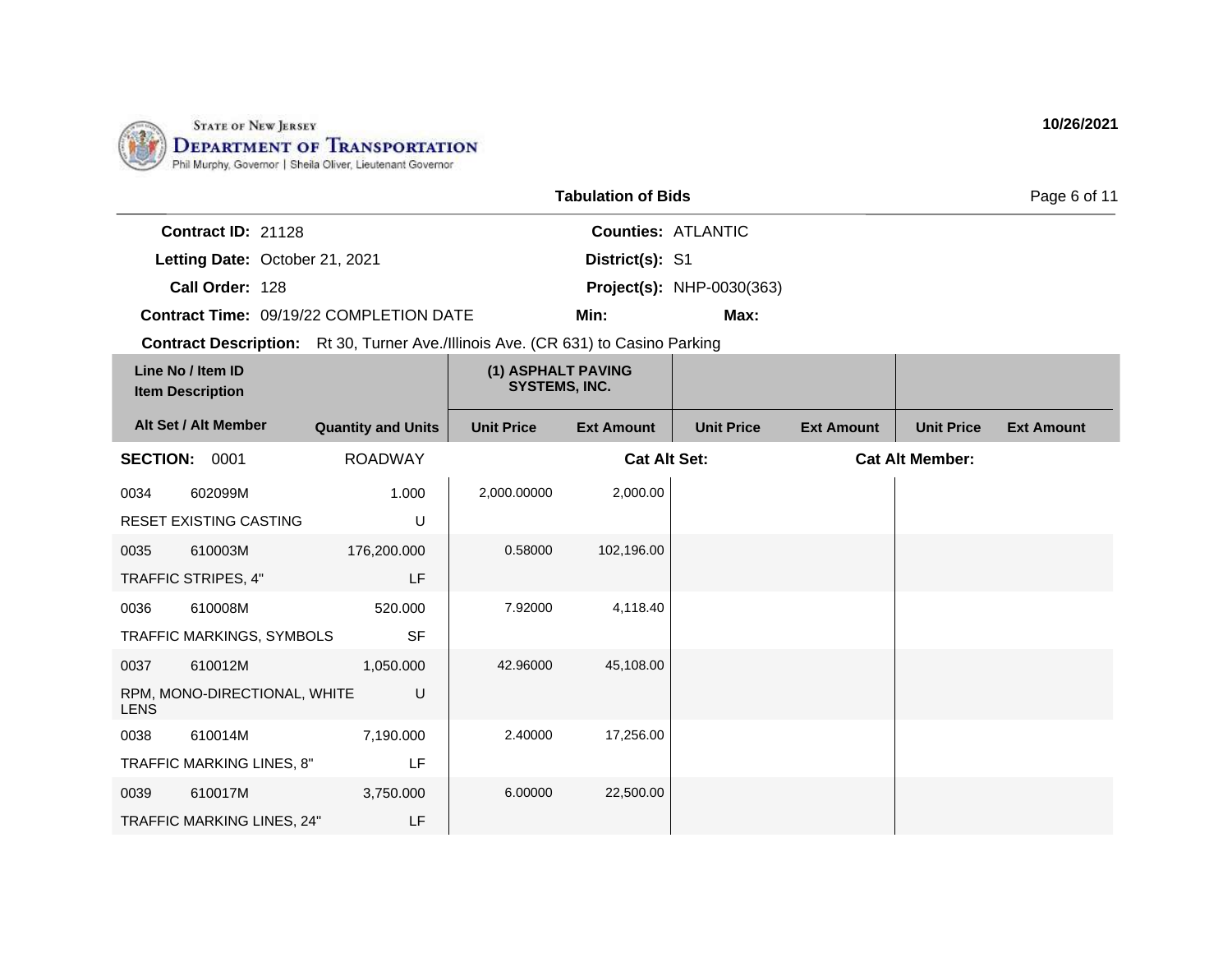State of New Jersey
Department of Transportation
Phil Murphy, Governor | Sheila Oliver, Lieutenant Governor

10/26/2021

## Tabulation of Bids

**Contract ID:** 21128
**Letting Date:** October 21, 2021
**Call Order:** 128
**Contract Time:** 09/19/22 COMPLETION DATE
**Contract Description:** Rt 30, Turner Ave./Illinois Ave. (CR 631) to Casino Parking

**Counties:** ATLANTIC
**District(s):** S1
**Project(s):** NHP-0030(363)
**Min:**
**Max:**

| Line No / Item ID / Item Description / Alt Set / Alt Member | Quantity and Units | (1) ASPHALT PAVING SYSTEMS, INC. | | | | | |
|---|---|---|---|---|---|---|---|
| | | Unit Price | Ext Amount | Unit Price | Ext Amount | Unit Price | Ext Amount |
| **SECTION: 0001** | ROADWAY | | **Cat Alt Set:** | | | **Cat Alt Member:** | |
| 0034 602099M RESET EXISTING CASTING | 1.000 U | 2,000.00000 | 2,000.00 | | | | |
| 0035 610003M TRAFFIC STRIPES, 4" | 176,200.000 LF | 0.58000 | 102,196.00 | | | | |
| 0036 610008M TRAFFIC MARKINGS, SYMBOLS | 520.000 SF | 7.92000 | 4,118.40 | | | | |
| 0037 610012M RPM, MONO-DIRECTIONAL, WHITE LENS | 1,050.000 U | 42.96000 | 45,108.00 | | | | |
| 0038 610014M TRAFFIC MARKING LINES, 8" | 7,190.000 LF | 2.40000 | 17,256.00 | | | | |
| 0039 610017M TRAFFIC MARKING LINES, 24" | 3,750.000 LF | 6.00000 | 22,500.00 | | | | |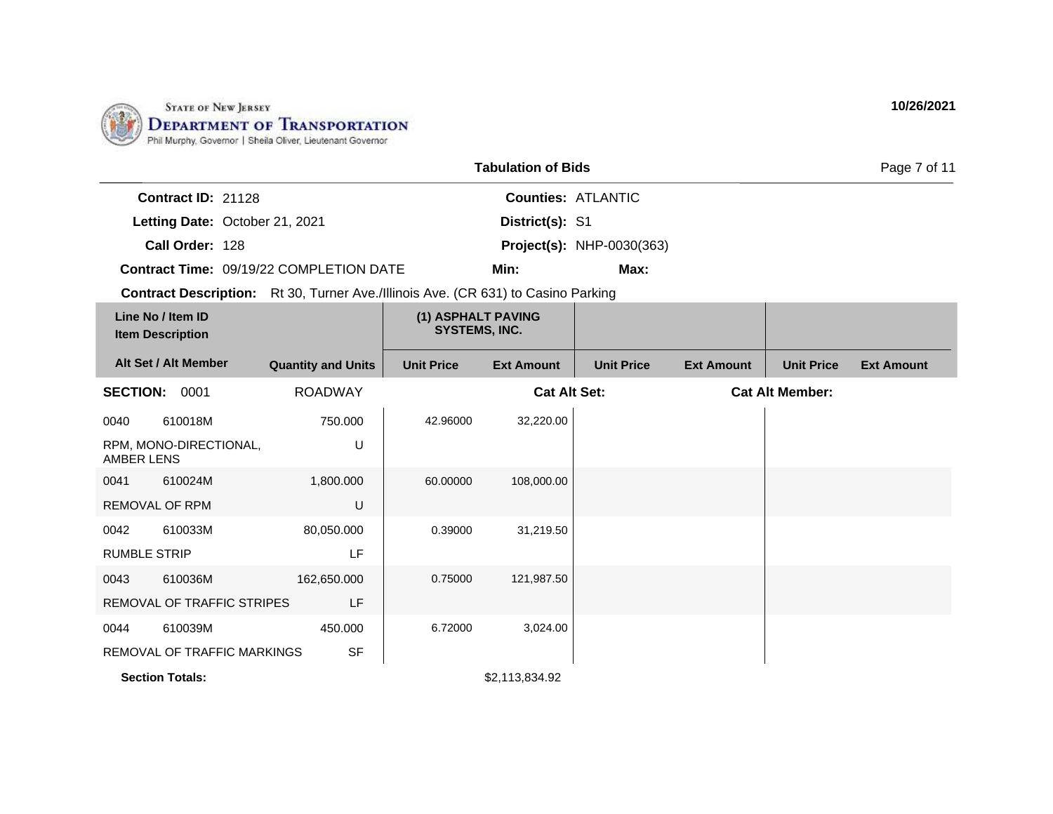STATE OF NEW JERSEY
DEPARTMENT OF TRANSPORTATION
Phil Murphy, Governor | Sheila Oliver, Lieutenant Governor

10/26/2021

## Tabulation of Bids

**Contract ID:** 21128
**Letting Date:** October 21, 2021
**Call Order:** 128
**Contract Time:** 09/19/22 COMPLETION DATE
**Counties:** ATLANTIC
**District(s):** S1
**Project(s):** NHP-0030(363)
**Min:**
**Max:**

**Contract Description:** Rt 30, Turner Ave./Illinois Ave. (CR 631) to Casino Parking

| Line No / Item ID / Item Description | Alt Set / Alt Member | Quantity and Units | (1) ASPHALT PAVING SYSTEMS, INC. Unit Price | (1) ASPHALT PAVING SYSTEMS, INC. Ext Amount | Unit Price | Ext Amount | Unit Price | Ext Amount |
|---|---|---|---|---|---|---|---|---|
| **SECTION: 0001** | | ROADWAY | | **Cat Alt Set:** | | **Cat Alt Member:** | | |
| 0040 610018M RPM, MONO-DIRECTIONAL, AMBER LENS | | 750.000 U | 42.96000 | 32,220.00 | | | | |
| 0041 610024M REMOVAL OF RPM | | 1,800.000 U | 60.00000 | 108,000.00 | | | | |
| 0042 610033M RUMBLE STRIP | | 80,050.000 LF | 0.39000 | 31,219.50 | | | | |
| 0043 610036M REMOVAL OF TRAFFIC STRIPES | | 162,650.000 LF | 0.75000 | 121,987.50 | | | | |
| 0044 610039M REMOVAL OF TRAFFIC MARKINGS | | 450.000 SF | 6.72000 | 3,024.00 | | | | |
| **Section Totals:** | | | | $2,113,834.92 | | | | |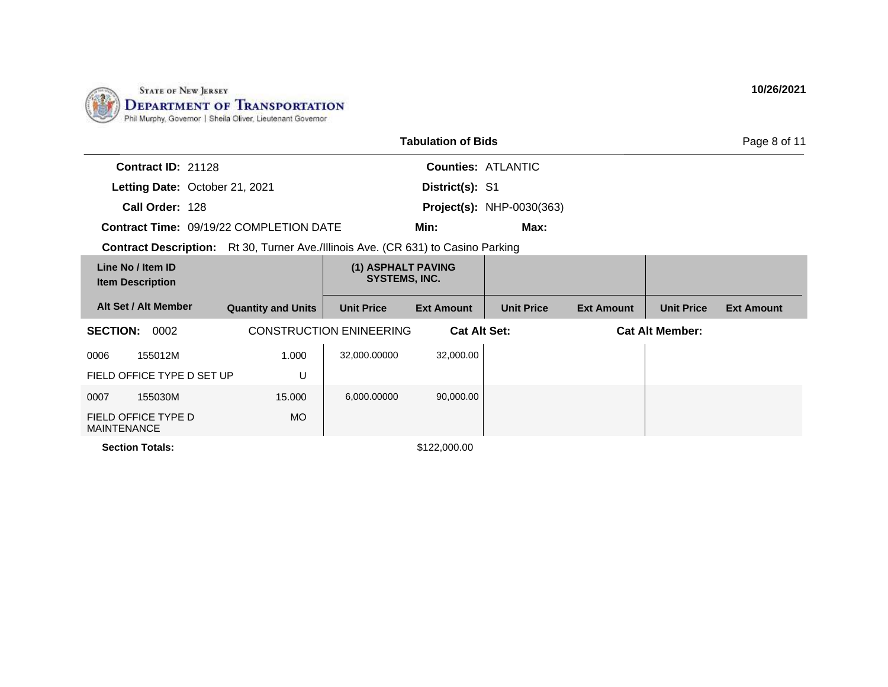STATE OF NEW JERSEY
DEPARTMENT OF TRANSPORTATION
Phil Murphy, Governor | Sheila Oliver, Lieutenant Governor

10/26/2021

## Tabulation of Bids

**Contract ID:** 21128  **Counties:** ATLANTIC
**Letting Date:** October 21, 2021  **District(s):** S1
**Call Order:** 128  **Project(s):** NHP-0030(363)
**Contract Time:** 09/19/22 COMPLETION DATE  **Min:**  **Max:**
**Contract Description:** Rt 30, Turner Ave./Illinois Ave. (CR 631) to Casino Parking

| Line No / Item ID / Item Description | | | (1) ASPHALT PAVING SYSTEMS, INC. | | | | | |
|---|---|---|---|---|---|---|---|---|
| Alt Set / Alt Member | | Quantity and Units | Unit Price | Ext Amount | Unit Price | Ext Amount | Unit Price | Ext Amount |
| **SECTION:** 0002 | | CONSTRUCTION ENINEERING | | **Cat Alt Set:** | | | **Cat Alt Member:** | |
| 0006 | 155012M | 1.000 | 32,000.00000 | 32,000.00 | | | | |
| FIELD OFFICE TYPE D SET UP | | U | | | | | | |
| 0007 | 155030M | 15.000 | 6,000.00000 | 90,000.00 | | | | |
| FIELD OFFICE TYPE D MAINTENANCE | | MO | | | | | | |
| **Section Totals:** | | | | $122,000.00 | | | | |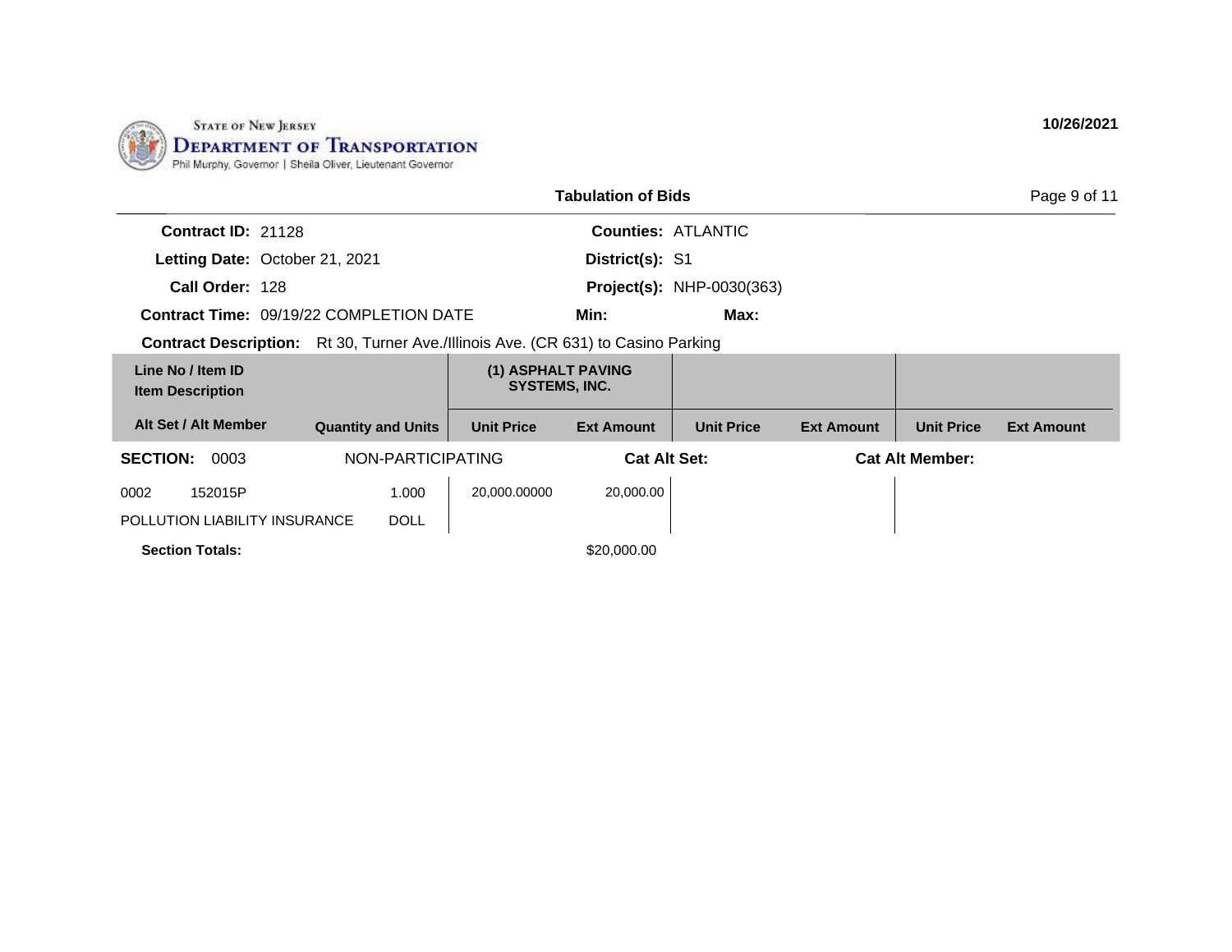STATE OF NEW JERSEY
DEPARTMENT OF TRANSPORTATION
Phil Murphy, Governor | Sheila Oliver, Lieutenant Governor

10/26/2021

## Tabulation of Bids

**Contract ID:** 21128
**Letting Date:** October 21, 2021
**Call Order:** 128
**Contract Time:** 09/19/22 COMPLETION DATE
**Contract Description:** Rt 30, Turner Ave./Illinois Ave. (CR 631) to Casino Parking

**Counties:** ATLANTIC
**District(s):** S1
**Project(s):** NHP-0030(363)
**Min:**
**Max:**

| Line No / Item ID Item Description | | | (1) ASPHALT PAVING SYSTEMS, INC. | | | | | |
|---|---|---|---|---|---|---|---|---|
| Alt Set / Alt Member | | Quantity and Units | Unit Price | Ext Amount | Unit Price | Ext Amount | Unit Price | Ext Amount |
| **SECTION:** 0003 | | NON-PARTICIPATING | | **Cat Alt Set:** | | **Cat Alt Member:** | | |
| 0002 | 152015P | 1.000 | 20,000.00000 | 20,000.00 | | | | |
| POLLUTION LIABILITY INSURANCE | | DOLL | | | | | | |
| **Section Totals:** | | | | $20,000.00 | | | | |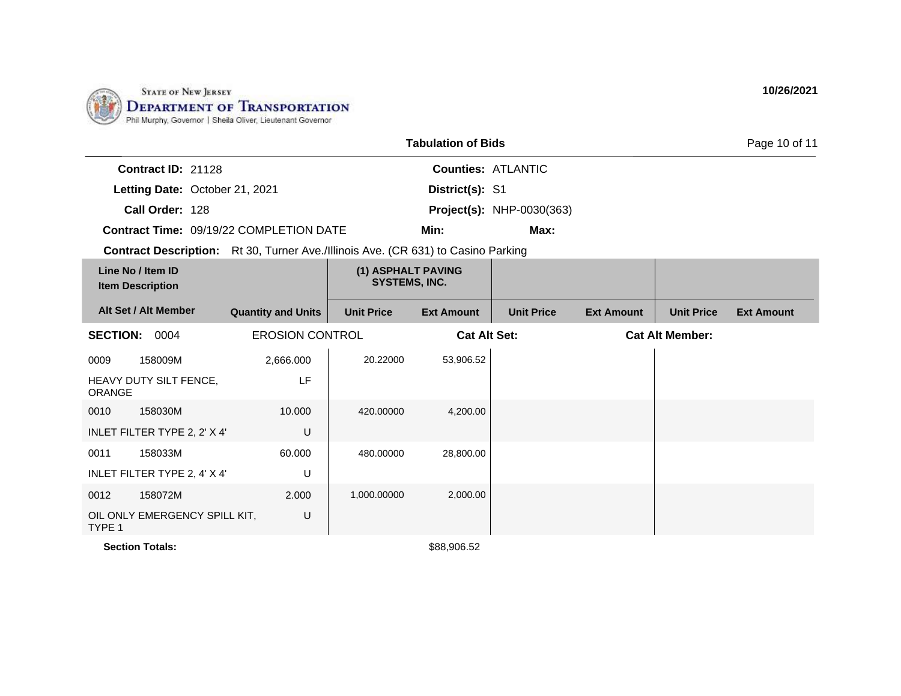STATE OF NEW JERSEY
DEPARTMENT OF TRANSPORTATION
Phil Murphy, Governor | Sheila Oliver, Lieutenant Governor

10/26/2021

## Tabulation of Bids

**Contract ID:** 21128
**Letting Date:** October 21, 2021
**Call Order:** 128
**Contract Time:** 09/19/22 COMPLETION DATE

**Counties:** ATLANTIC
**District(s):** S1
**Project(s):** NHP-0030(363)
**Min:** **Max:**

**Contract Description:** Rt 30, Turner Ave./Illinois Ave. (CR 631) to Casino Parking

| Line No / Item ID<br>Item Description | | (1) ASPHALT PAVING SYSTEMS, INC. | | | | | |
|---|---|---|---|---|---|---|---|
| **Alt Set / Alt Member** | **Quantity and Units** | **Unit Price** | **Ext Amount** | **Unit Price** | **Ext Amount** | **Unit Price** | **Ext Amount** |
| **SECTION: 0004** | EROSION CONTROL | | **Cat Alt Set:** | | | **Cat Alt Member:** | |
| 0009 158009M | 2,666.000 | 20.22000 | 53,906.52 | | | | |
| HEAVY DUTY SILT FENCE, ORANGE | LF | | | | | | |
| 0010 158030M | 10.000 | 420.00000 | 4,200.00 | | | | |
| INLET FILTER TYPE 2, 2' X 4' | U | | | | | | |
| 0011 158033M | 60.000 | 480.00000 | 28,800.00 | | | | |
| INLET FILTER TYPE 2, 4' X 4' | U | | | | | | |
| 0012 158072M | 2.000 | 1,000.00000 | 2,000.00 | | | | |
| OIL ONLY EMERGENCY SPILL KIT, TYPE 1 | U | | | | | | |
| **Section Totals:** | | | $88,906.52 | | | | |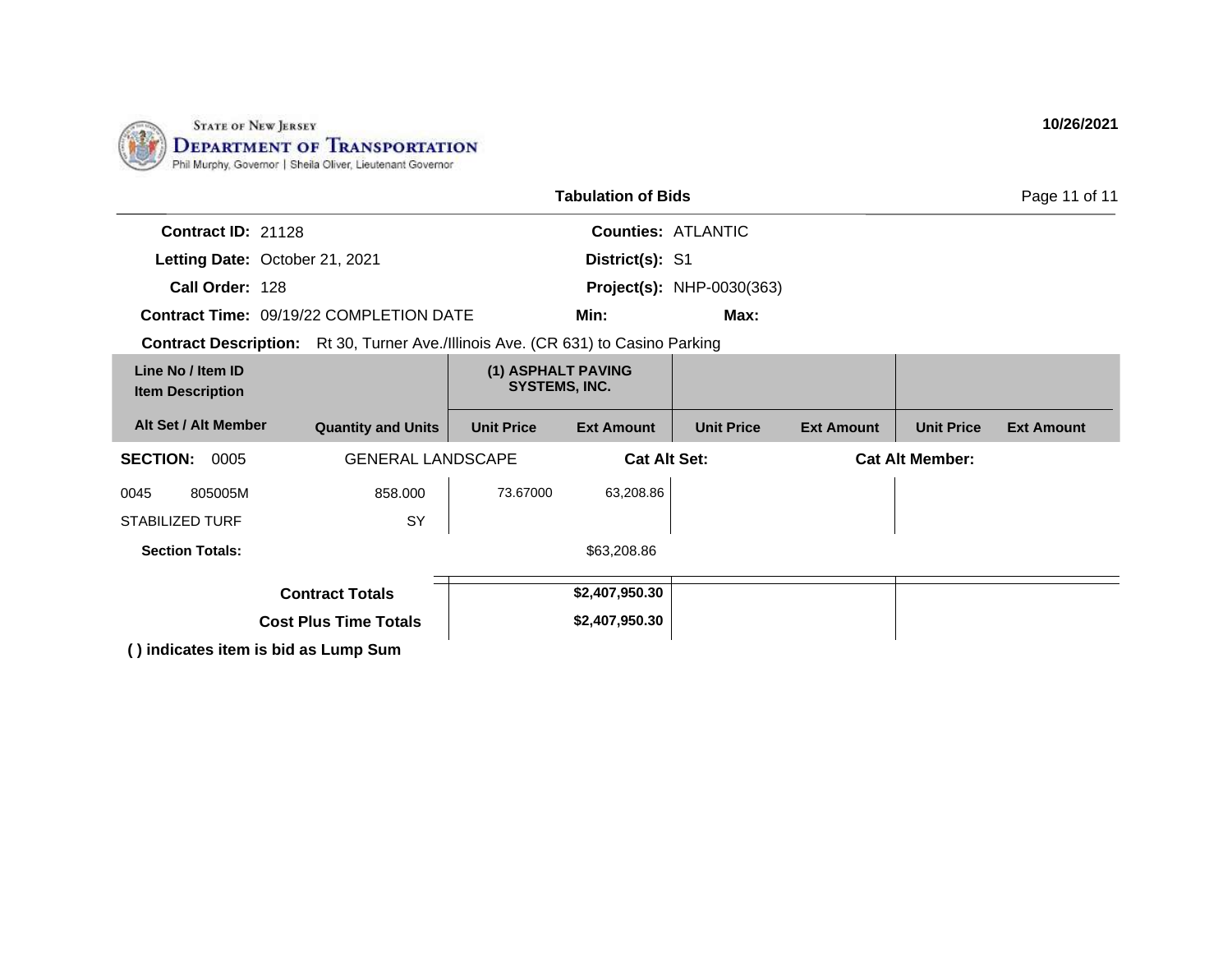STATE OF NEW JERSEY
DEPARTMENT OF TRANSPORTATION
Phil Murphy, Governor | Sheila Oliver, Lieutenant Governor

10/26/2021

## Tabulation of Bids

**Contract ID:** 21128
**Letting Date:** October 21, 2021
**Call Order:** 128
**Contract Time:** 09/19/22 COMPLETION DATE
**Counties:** ATLANTIC
**District(s):** S1
**Project(s):** NHP-0030(363)
**Min:**
**Max:**
**Contract Description:** Rt 30, Turner Ave./Illinois Ave. (CR 631) to Casino Parking

| Line No / Item ID / Item Description | | Quantity and Units | (1) ASPHALT PAVING SYSTEMS, INC. Unit Price | Ext Amount | Unit Price | Ext Amount | Unit Price | Ext Amount |
|---|---|---|---|---|---|---|---|---|
| **SECTION: 0005** | | GENERAL LANDSCAPE | | **Cat Alt Set:** | | | **Cat Alt Member:** | |
| 0045 | 805005M | 858.000 | 73.67000 | 63,208.86 | | | | |
| STABILIZED TURF | | SY | | | | | | |
| **Section Totals:** | | | | $63,208.86 | | | | |
| | | **Contract Totals** | | **$2,407,950.30** | | | | |
| | | **Cost Plus Time Totals** | | **$2,407,950.30** | | | | |

**( ) indicates item is bid as Lump Sum**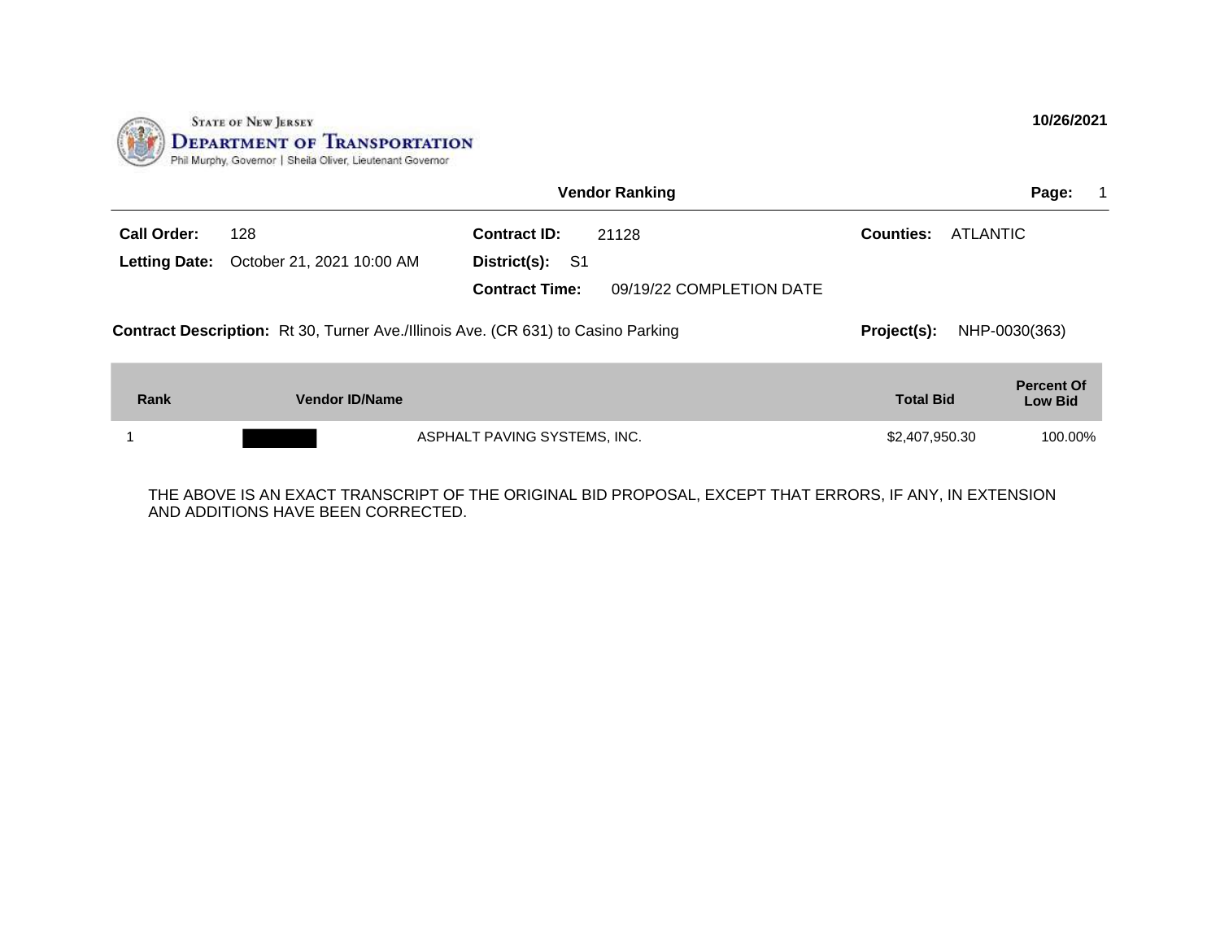STATE OF NEW JERSEY
DEPARTMENT OF TRANSPORTATION
Phil Murphy, Governor | Sheila Oliver, Lieutenant Governor

10/26/2021

## Vendor Ranking

**Call Order:** 128
**Letting Date:** October 21, 2021 10:00 AM

**Contract ID:** 21128
**District(s):** S1
**Contract Time:** 09/19/22 COMPLETION DATE

**Counties:** ATLANTIC

**Contract Description:** Rt 30, Turner Ave./Illinois Ave. (CR 631) to Casino Parking

**Project(s):** NHP-0030(363)

| Rank | Vendor ID/Name | | Total Bid | Percent Of Low Bid |
|---|---|---|---|---|
| 1 | | ASPHALT PAVING SYSTEMS, INC. | $2,407,950.30 | 100.00% |

THE ABOVE IS AN EXACT TRANSCRIPT OF THE ORIGINAL BID PROPOSAL, EXCEPT THAT ERRORS, IF ANY, IN EXTENSION AND ADDITIONS HAVE BEEN CORRECTED.